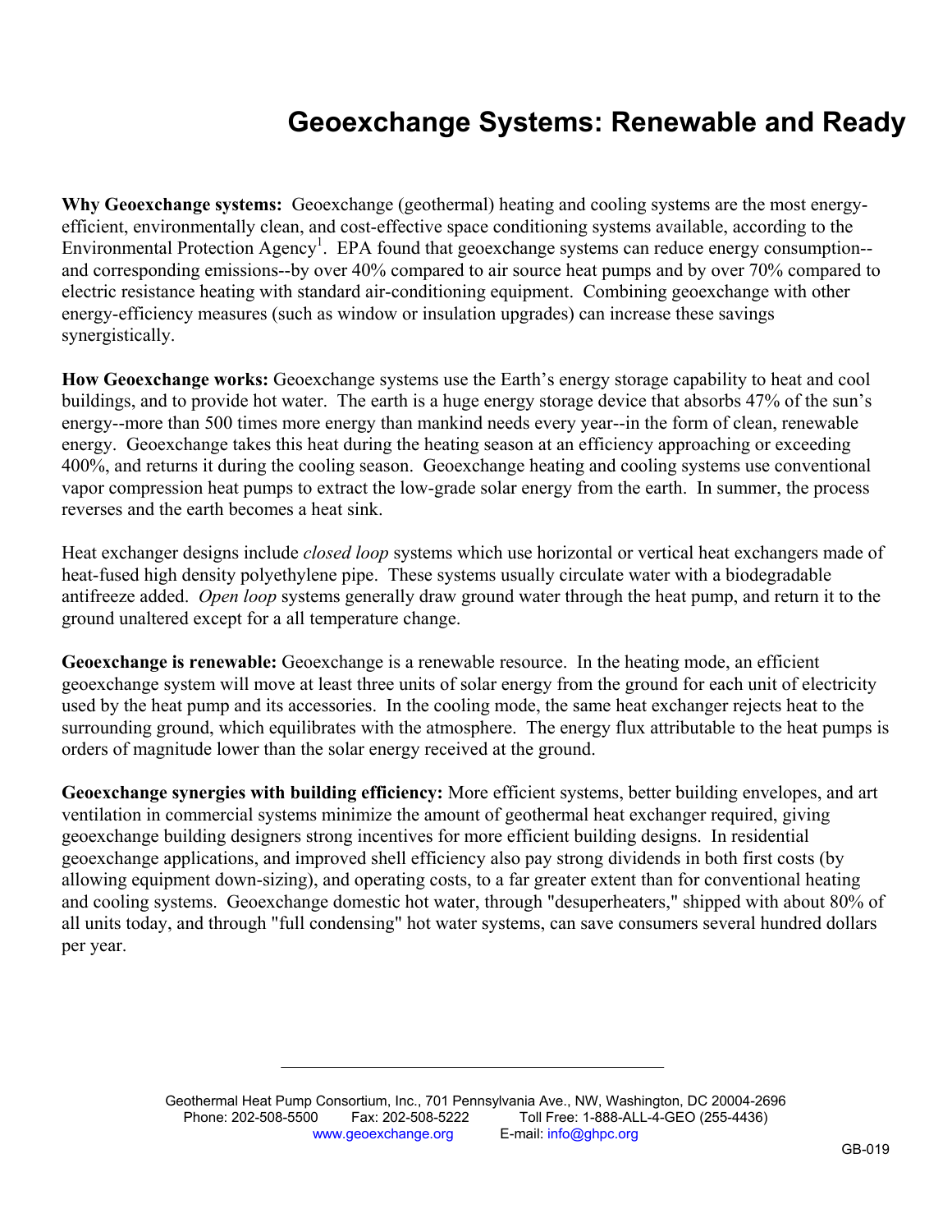# Geoexchange Systems: Renewable and Ready

**Why Geoexchange systems:** Geoexchange (geothermal) heating and cooling systems are the most energy-efficient, environmentally clean, and cost-effective space conditioning systems available, according to the Environmental Protection Agency[1]. EPA found that geoexchange systems can reduce energy consumption--and corresponding emissions--by over 40% compared to air source heat pumps and by over 70% compared to electric resistance heating with standard air-conditioning equipment. Combining geoexchange with other energy-efficiency measures (such as window or insulation upgrades) can increase these savings synergistically.

**How Geoexchange works:** Geoexchange systems use the Earth's energy storage capability to heat and cool buildings, and to provide hot water. The earth is a huge energy storage device that absorbs 47% of the sun's energy--more than 500 times more energy than mankind needs every year--in the form of clean, renewable energy. Geoexchange takes this heat during the heating season at an efficiency approaching or exceeding 400%, and returns it during the cooling season. Geoexchange heating and cooling systems use conventional vapor compression heat pumps to extract the low-grade solar energy from the earth. In summer, the process reverses and the earth becomes a heat sink.

Heat exchanger designs include *closed loop* systems which use horizontal or vertical heat exchangers made of heat-fused high density polyethylene pipe. These systems usually circulate water with a biodegradable antifreeze added. *Open loop* systems generally draw ground water through the heat pump, and return it to the ground unaltered except for a all temperature change.

**Geoexchange is renewable:** Geoexchange is a renewable resource. In the heating mode, an efficient geoexchange system will move at least three units of solar energy from the ground for each unit of electricity used by the heat pump and its accessories. In the cooling mode, the same heat exchanger rejects heat to the surrounding ground, which equilibrates with the atmosphere. The energy flux attributable to the heat pumps is orders of magnitude lower than the solar energy received at the ground.

**Geoexchange synergies with building efficiency:** More efficient systems, better building envelopes, and art ventilation in commercial systems minimize the amount of geothermal heat exchanger required, giving geoexchange building designers strong incentives for more efficient building designs. In residential geoexchange applications, and improved shell efficiency also pay strong dividends in both first costs (by allowing equipment down-sizing), and operating costs, to a far greater extent than for conventional heating and cooling systems. Geoexchange domestic hot water, through "desuperheaters," shipped with about 80% of all units today, and through "full condensing" hot water systems, can save consumers several hundred dollars per year.

---

Geothermal Heat Pump Consortium, Inc., 701 Pennsylvania Ave., NW, Washington, DC 20004-2696
Phone: 202-508-5500 Fax: 202-508-5222 Toll Free: 1-888-ALL-4-GEO (255-4436)
www.geoexchange.org E-mail: info@ghpc.org

GB-019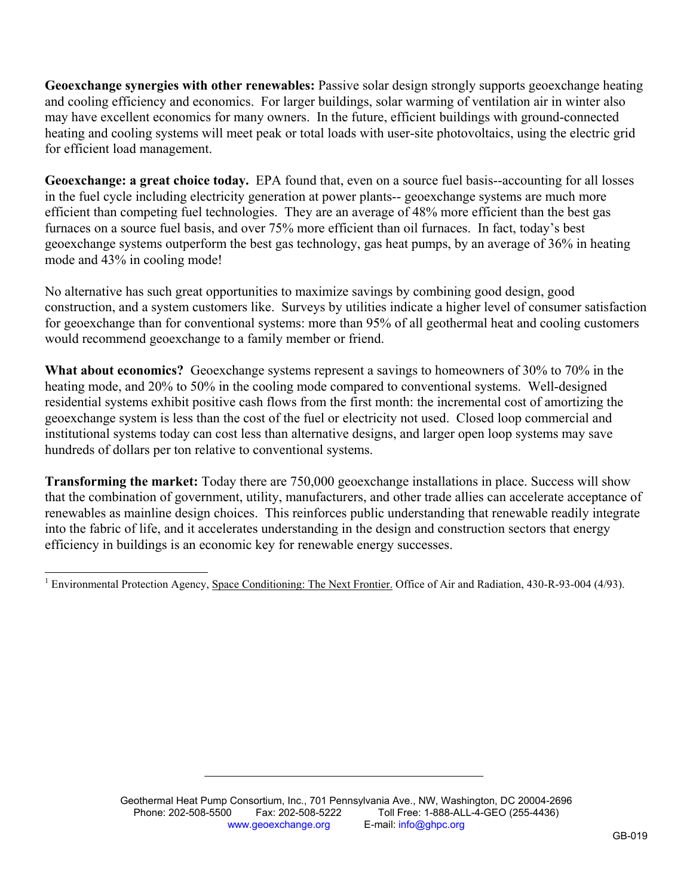**Geoexchange synergies with other renewables:** Passive solar design strongly supports geoexchange heating and cooling efficiency and economics. For larger buildings, solar warming of ventilation air in winter also may have excellent economics for many owners. In the future, efficient buildings with ground-connected heating and cooling systems will meet peak or total loads with user-site photovoltaics, using the electric grid for efficient load management.

**Geoexchange: a great choice today.** EPA found that, even on a source fuel basis--accounting for all losses in the fuel cycle including electricity generation at power plants-- geoexchange systems are much more efficient than competing fuel technologies. They are an average of 48% more efficient than the best gas furnaces on a source fuel basis, and over 75% more efficient than oil furnaces. In fact, today's best geoexchange systems outperform the best gas technology, gas heat pumps, by an average of 36% in heating mode and 43% in cooling mode!

No alternative has such great opportunities to maximize savings by combining good design, good construction, and a system customers like. Surveys by utilities indicate a higher level of consumer satisfaction for geoexchange than for conventional systems: more than 95% of all geothermal heat and cooling customers would recommend geoexchange to a family member or friend.

**What about economics?** Geoexchange systems represent a savings to homeowners of 30% to 70% in the heating mode, and 20% to 50% in the cooling mode compared to conventional systems. Well-designed residential systems exhibit positive cash flows from the first month: the incremental cost of amortizing the geoexchange system is less than the cost of the fuel or electricity not used. Closed loop commercial and institutional systems today can cost less than alternative designs, and larger open loop systems may save hundreds of dollars per ton relative to conventional systems.

**Transforming the market:** Today there are 750,000 geoexchange installations in place. Success will show that the combination of government, utility, manufacturers, and other trade allies can accelerate acceptance of renewables as mainline design choices. This reinforces public understanding that renewable readily integrate into the fabric of life, and it accelerates understanding in the design and construction sectors that energy efficiency in buildings is an economic key for renewable energy successes.

---

[1] Environmental Protection Agency, Space Conditioning: The Next Frontier. Office of Air and Radiation, 430-R-93-004 (4/93).

---

Geothermal Heat Pump Consortium, Inc., 701 Pennsylvania Ave., NW, Washington, DC 20004-2696
Phone: 202-508-5500 Fax: 202-508-5222 Toll Free: 1-888-ALL-4-GEO (255-4436)
www.geoexchange.org E-mail: info@ghpc.org

GB-019